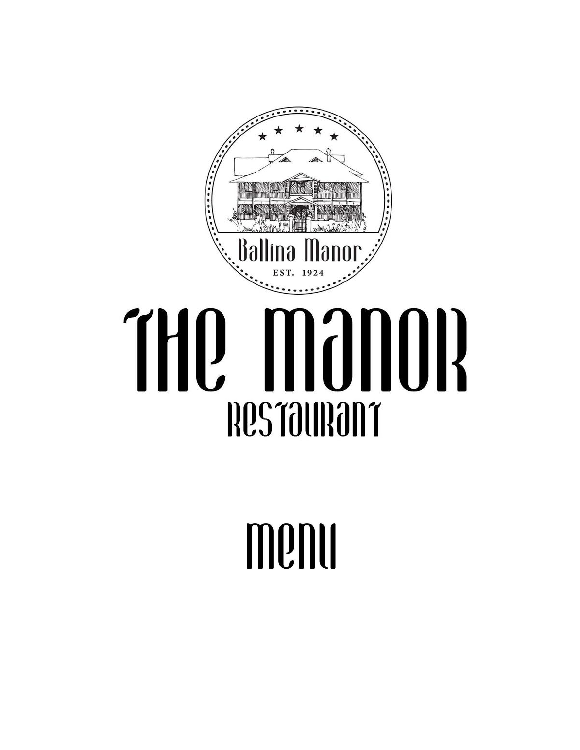Ballina Manor

EST. 1924

# THE MANOR

## RESTAURANT

# MENU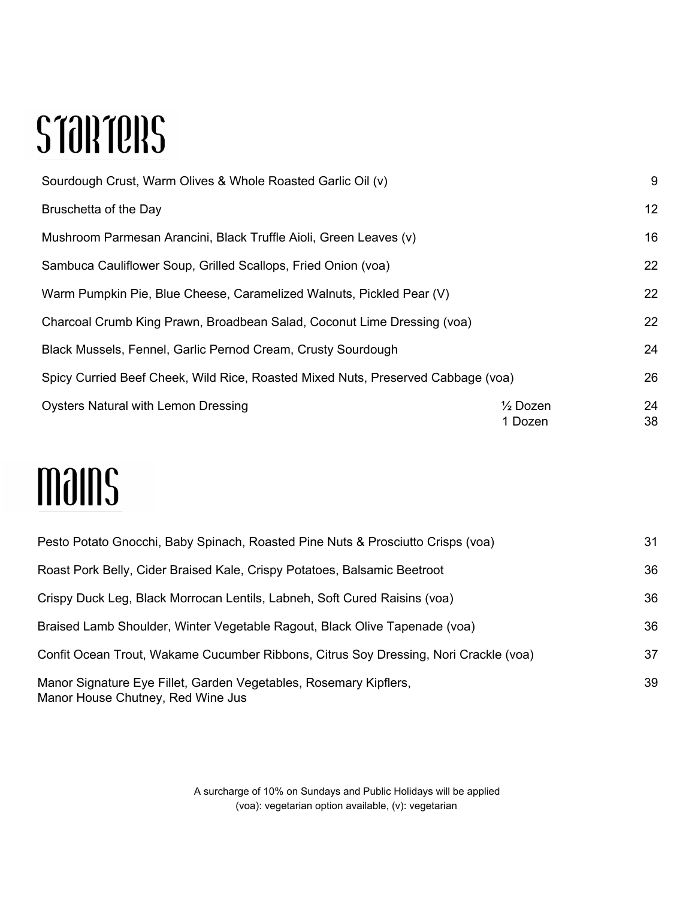# Starters

| Item | | Price |
|---|---|---|
| Sourdough Crust, Warm Olives & Whole Roasted Garlic Oil (v) | | 9 |
| Bruschetta of the Day | | 12 |
| Mushroom Parmesan Arancini, Black Truffle Aioli, Green Leaves (v) | | 16 |
| Sambuca Cauliflower Soup, Grilled Scallops, Fried Onion (voa) | | 22 |
| Warm Pumpkin Pie, Blue Cheese, Caramelized Walnuts, Pickled Pear (V) | | 22 |
| Charcoal Crumb King Prawn, Broadbean Salad, Coconut Lime Dressing (voa) | | 22 |
| Black Mussels, Fennel, Garlic Pernod Cream, Crusty Sourdough | | 24 |
| Spicy Curried Beef Cheek, Wild Rice, Roasted Mixed Nuts, Preserved Cabbage (voa) | | 26 |
| Oysters Natural with Lemon Dressing | ½ Dozen | 24 |
| | 1 Dozen | 38 |

# Mains

| Item | Price |
|---|---|
| Pesto Potato Gnocchi, Baby Spinach, Roasted Pine Nuts & Prosciutto Crisps (voa) | 31 |
| Roast Pork Belly, Cider Braised Kale, Crispy Potatoes, Balsamic Beetroot | 36 |
| Crispy Duck Leg, Black Morrocan Lentils, Labneh, Soft Cured Raisins (voa) | 36 |
| Braised Lamb Shoulder, Winter Vegetable Ragout, Black Olive Tapenade (voa) | 36 |
| Confit Ocean Trout, Wakame Cucumber Ribbons, Citrus Soy Dressing, Nori Crackle (voa) | 37 |
| Manor Signature Eye Fillet, Garden Vegetables, Rosemary Kipflers, Manor House Chutney, Red Wine Jus | 39 |

A surcharge of 10% on Sundays and Public Holidays will be applied

(voa): vegetarian option available, (v): vegetarian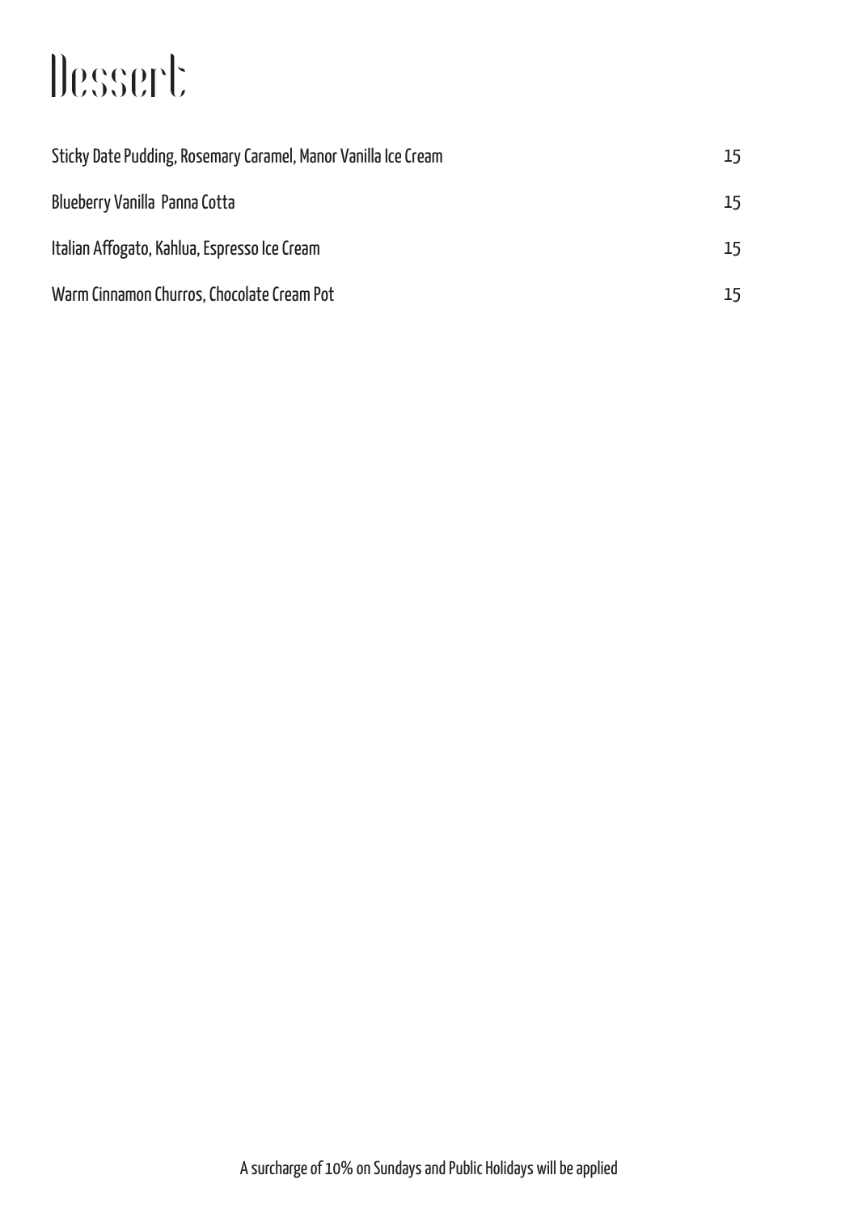# Dessert

| | |
|---|---|
| Sticky Date Pudding, Rosemary Caramel, Manor Vanilla Ice Cream | 15 |
| Blueberry Vanilla Panna Cotta | 15 |
| Italian Affogato, Kahlua, Espresso Ice Cream | 15 |
| Warm Cinnamon Churros, Chocolate Cream Pot | 15 |

A surcharge of 10% on Sundays and Public Holidays will be applied